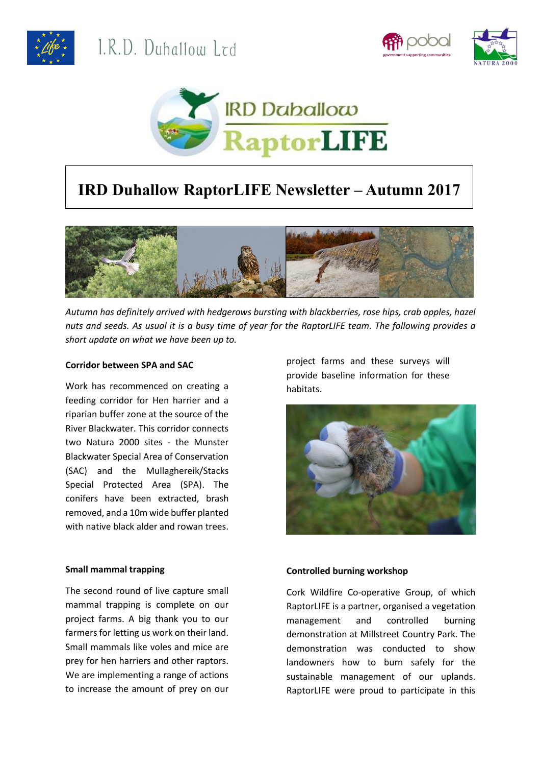I.R.D. Duhallow Ltd

IRD Duhallow RaptorLIFE

# IRD Duhallow RaptorLIFE Newsletter – Autumn 2017

*Autumn has definitely arrived with hedgerows bursting with blackberries, rose hips, crab apples, hazel nuts and seeds. As usual it is a busy time of year for the RaptorLIFE team. The following provides a short update on what we have been up to.*

**Corridor between SPA and SAC**

Work has recommenced on creating a feeding corridor for Hen harrier and a riparian buffer zone at the source of the River Blackwater. This corridor connects two Natura 2000 sites - the Munster Blackwater Special Area of Conservation (SAC) and the Mullaghereik/Stacks Special Protected Area (SPA). The conifers have been extracted, brash removed, and a 10m wide buffer planted with native black alder and rowan trees.

**Small mammal trapping**

The second round of live capture small mammal trapping is complete on our project farms. A big thank you to our farmers for letting us work on their land. Small mammals like voles and mice are prey for hen harriers and other raptors. We are implementing a range of actions to increase the amount of prey on our project farms and these surveys will provide baseline information for these habitats.

**Controlled burning workshop**

Cork Wildfire Co-operative Group, of which RaptorLIFE is a partner, organised a vegetation management and controlled burning demonstration at Millstreet Country Park. The demonstration was conducted to show landowners how to burn safely for the sustainable management of our uplands. RaptorLIFE were proud to participate in this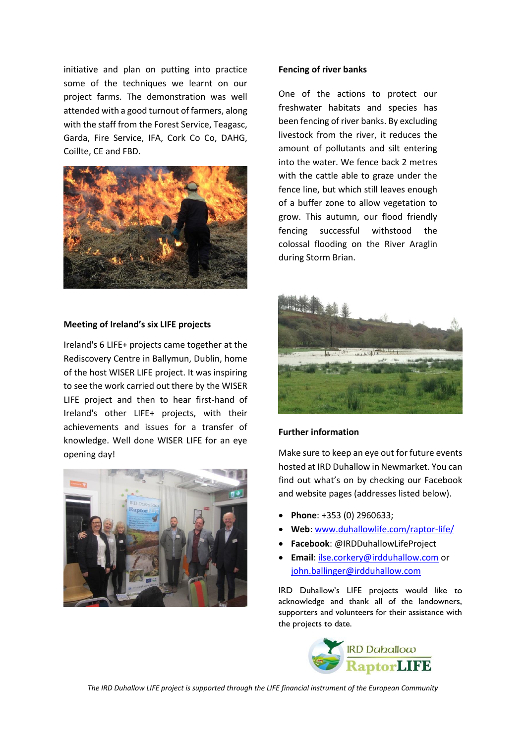initiative and plan on putting into practice some of the techniques we learnt on our project farms. The demonstration was well attended with a good turnout of farmers, along with the staff from the Forest Service, Teagasc, Garda, Fire Service, IFA, Cork Co Co, DAHG, Coillte, CE and FBD.

**Meeting of Ireland's six LIFE projects**

Ireland's 6 LIFE+ projects came together at the Rediscovery Centre in Ballymun, Dublin, home of the host WISER LIFE project. It was inspiring to see the work carried out there by the WISER LIFE project and then to hear first-hand of Ireland's other LIFE+ projects, with their achievements and issues for a transfer of knowledge. Well done WISER LIFE for an eye opening day!

**Fencing of river banks**

One of the actions to protect our freshwater habitats and species has been fencing of river banks. By excluding livestock from the river, it reduces the amount of pollutants and silt entering into the water. We fence back 2 metres with the cattle able to graze under the fence line, but which still leaves enough of a buffer zone to allow vegetation to grow. This autumn, our flood friendly fencing successful withstood the colossal flooding on the River Araglin during Storm Brian.

**Further information**

Make sure to keep an eye out for future events hosted at IRD Duhallow in Newmarket. You can find out what's on by checking our Facebook and website pages (addresses listed below).

- **Phone**: +353 (0) 2960633;
- **Web**: www.duhallowlife.com/raptor-life/
- **Facebook**: @IRDDuhallowLifeProject
- **Email**: ilse.corkery@irdduhallow.com or john.ballinger@irdduhallow.com

IRD Duhallow's LIFE projects would like to acknowledge and thank all of the landowners, supporters and volunteers for their assistance with the projects to date.

IRD Duhallow RaptorLIFE

*The IRD Duhallow LIFE project is supported through the LIFE financial instrument of the European Community*